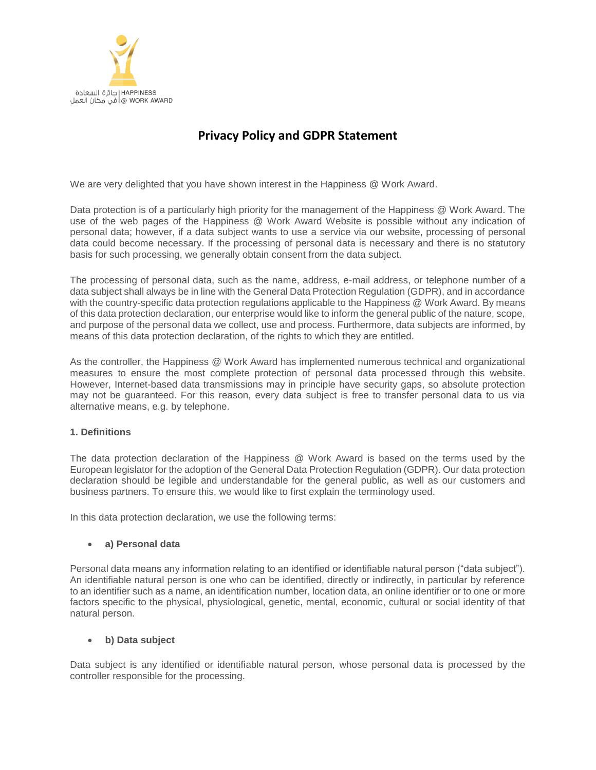جائزة السعادة في مكان العمل | HAPPINESS @ WORK AWARD

# Privacy Policy and GDPR Statement

We are very delighted that you have shown interest in the Happiness @ Work Award.

Data protection is of a particularly high priority for the management of the Happiness @ Work Award. The use of the web pages of the Happiness @ Work Award Website is possible without any indication of personal data; however, if a data subject wants to use a service via our website, processing of personal data could become necessary. If the processing of personal data is necessary and there is no statutory basis for such processing, we generally obtain consent from the data subject.

The processing of personal data, such as the name, address, e-mail address, or telephone number of a data subject shall always be in line with the General Data Protection Regulation (GDPR), and in accordance with the country-specific data protection regulations applicable to the Happiness @ Work Award. By means of this data protection declaration, our enterprise would like to inform the general public of the nature, scope, and purpose of the personal data we collect, use and process. Furthermore, data subjects are informed, by means of this data protection declaration, of the rights to which they are entitled.

As the controller, the Happiness @ Work Award has implemented numerous technical and organizational measures to ensure the most complete protection of personal data processed through this website. However, Internet-based data transmissions may in principle have security gaps, so absolute protection may not be guaranteed. For this reason, every data subject is free to transfer personal data to us via alternative means, e.g. by telephone.

**1. Definitions**

The data protection declaration of the Happiness @ Work Award is based on the terms used by the European legislator for the adoption of the General Data Protection Regulation (GDPR). Our data protection declaration should be legible and understandable for the general public, as well as our customers and business partners. To ensure this, we would like to first explain the terminology used.

In this data protection declaration, we use the following terms:

- **a) Personal data**

Personal data means any information relating to an identified or identifiable natural person ("data subject"). An identifiable natural person is one who can be identified, directly or indirectly, in particular by reference to an identifier such as a name, an identification number, location data, an online identifier or to one or more factors specific to the physical, physiological, genetic, mental, economic, cultural or social identity of that natural person.

- **b) Data subject**

Data subject is any identified or identifiable natural person, whose personal data is processed by the controller responsible for the processing.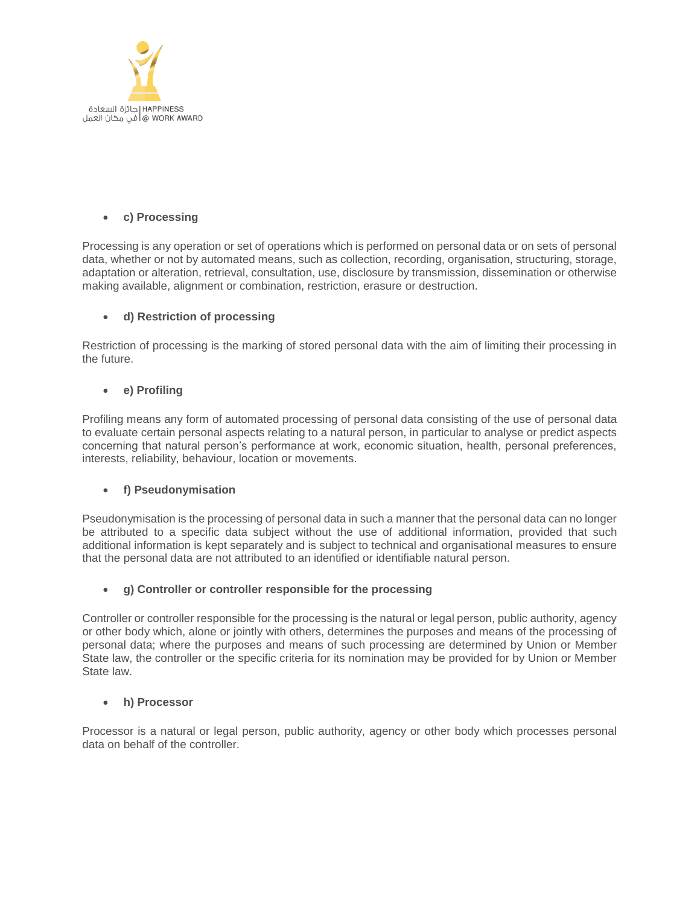- **c) Processing**

Processing is any operation or set of operations which is performed on personal data or on sets of personal data, whether or not by automated means, such as collection, recording, organisation, structuring, storage, adaptation or alteration, retrieval, consultation, use, disclosure by transmission, dissemination or otherwise making available, alignment or combination, restriction, erasure or destruction.

- **d) Restriction of processing**

Restriction of processing is the marking of stored personal data with the aim of limiting their processing in the future.

- **e) Profiling**

Profiling means any form of automated processing of personal data consisting of the use of personal data to evaluate certain personal aspects relating to a natural person, in particular to analyse or predict aspects concerning that natural person's performance at work, economic situation, health, personal preferences, interests, reliability, behaviour, location or movements.

- **f) Pseudonymisation**

Pseudonymisation is the processing of personal data in such a manner that the personal data can no longer be attributed to a specific data subject without the use of additional information, provided that such additional information is kept separately and is subject to technical and organisational measures to ensure that the personal data are not attributed to an identified or identifiable natural person.

- **g) Controller or controller responsible for the processing**

Controller or controller responsible for the processing is the natural or legal person, public authority, agency or other body which, alone or jointly with others, determines the purposes and means of the processing of personal data; where the purposes and means of such processing are determined by Union or Member State law, the controller or the specific criteria for its nomination may be provided for by Union or Member State law.

- **h) Processor**

Processor is a natural or legal person, public authority, agency or other body which processes personal data on behalf of the controller.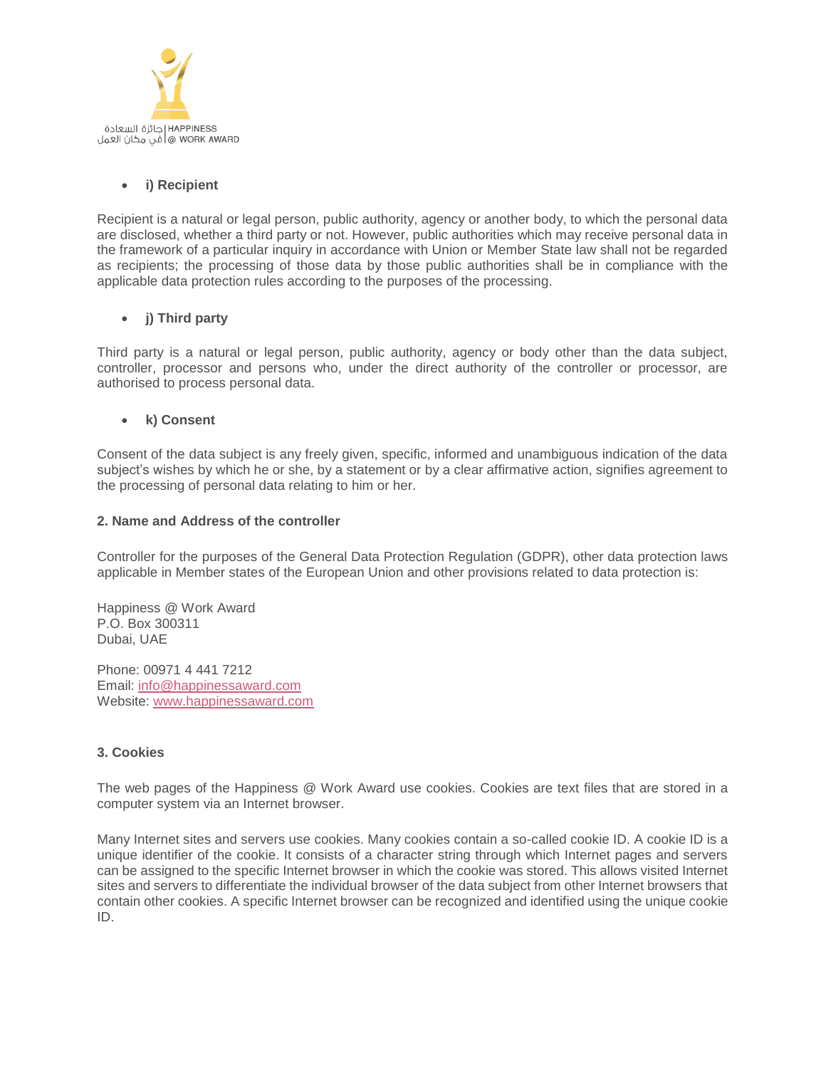- **i) Recipient**

Recipient is a natural or legal person, public authority, agency or another body, to which the personal data are disclosed, whether a third party or not. However, public authorities which may receive personal data in the framework of a particular inquiry in accordance with Union or Member State law shall not be regarded as recipients; the processing of those data by those public authorities shall be in compliance with the applicable data protection rules according to the purposes of the processing.

- **j) Third party**

Third party is a natural or legal person, public authority, agency or body other than the data subject, controller, processor and persons who, under the direct authority of the controller or processor, are authorised to process personal data.

- **k) Consent**

Consent of the data subject is any freely given, specific, informed and unambiguous indication of the data subject's wishes by which he or she, by a statement or by a clear affirmative action, signifies agreement to the processing of personal data relating to him or her.

**2. Name and Address of the controller**

Controller for the purposes of the General Data Protection Regulation (GDPR), other data protection laws applicable in Member states of the European Union and other provisions related to data protection is:

Happiness @ Work Award
P.O. Box 300311
Dubai, UAE

Phone: 00971 4 441 7212
Email: info@happinessaward.com
Website: www.happinessaward.com

**3. Cookies**

The web pages of the Happiness @ Work Award use cookies. Cookies are text files that are stored in a computer system via an Internet browser.

Many Internet sites and servers use cookies. Many cookies contain a so-called cookie ID. A cookie ID is a unique identifier of the cookie. It consists of a character string through which Internet pages and servers can be assigned to the specific Internet browser in which the cookie was stored. This allows visited Internet sites and servers to differentiate the individual browser of the data subject from other Internet browsers that contain other cookies. A specific Internet browser can be recognized and identified using the unique cookie ID.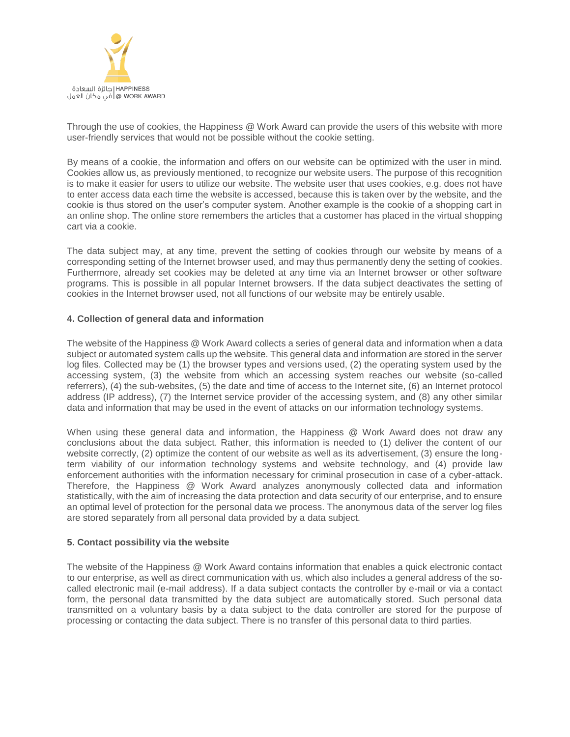Through the use of cookies, the Happiness @ Work Award can provide the users of this website with more user-friendly services that would not be possible without the cookie setting.

By means of a cookie, the information and offers on our website can be optimized with the user in mind. Cookies allow us, as previously mentioned, to recognize our website users. The purpose of this recognition is to make it easier for users to utilize our website. The website user that uses cookies, e.g. does not have to enter access data each time the website is accessed, because this is taken over by the website, and the cookie is thus stored on the user's computer system. Another example is the cookie of a shopping cart in an online shop. The online store remembers the articles that a customer has placed in the virtual shopping cart via a cookie.

The data subject may, at any time, prevent the setting of cookies through our website by means of a corresponding setting of the Internet browser used, and may thus permanently deny the setting of cookies. Furthermore, already set cookies may be deleted at any time via an Internet browser or other software programs. This is possible in all popular Internet browsers. If the data subject deactivates the setting of cookies in the Internet browser used, not all functions of our website may be entirely usable.

**4. Collection of general data and information**

The website of the Happiness @ Work Award collects a series of general data and information when a data subject or automated system calls up the website. This general data and information are stored in the server log files. Collected may be (1) the browser types and versions used, (2) the operating system used by the accessing system, (3) the website from which an accessing system reaches our website (so-called referrers), (4) the sub-websites, (5) the date and time of access to the Internet site, (6) an Internet protocol address (IP address), (7) the Internet service provider of the accessing system, and (8) any other similar data and information that may be used in the event of attacks on our information technology systems.

When using these general data and information, the Happiness @ Work Award does not draw any conclusions about the data subject. Rather, this information is needed to (1) deliver the content of our website correctly, (2) optimize the content of our website as well as its advertisement, (3) ensure the long-term viability of our information technology systems and website technology, and (4) provide law enforcement authorities with the information necessary for criminal prosecution in case of a cyber-attack. Therefore, the Happiness @ Work Award analyzes anonymously collected data and information statistically, with the aim of increasing the data protection and data security of our enterprise, and to ensure an optimal level of protection for the personal data we process. The anonymous data of the server log files are stored separately from all personal data provided by a data subject.

**5. Contact possibility via the website**

The website of the Happiness @ Work Award contains information that enables a quick electronic contact to our enterprise, as well as direct communication with us, which also includes a general address of the so-called electronic mail (e-mail address). If a data subject contacts the controller by e-mail or via a contact form, the personal data transmitted by the data subject are automatically stored. Such personal data transmitted on a voluntary basis by a data subject to the data controller are stored for the purpose of processing or contacting the data subject. There is no transfer of this personal data to third parties.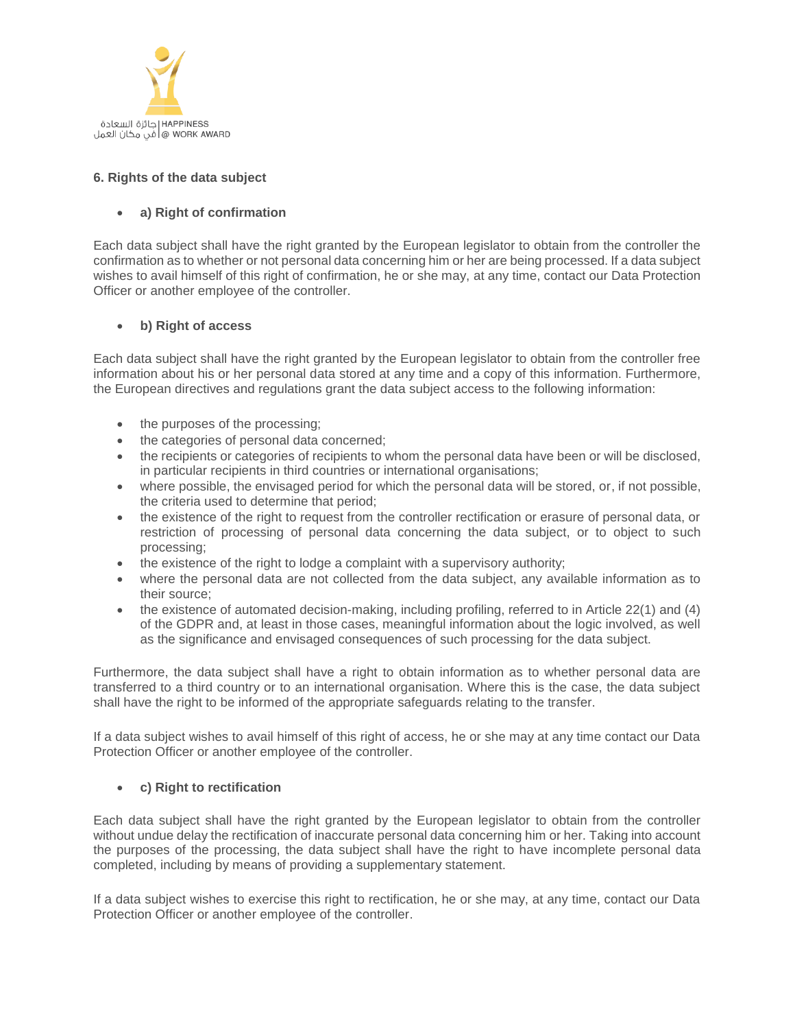## 6. Rights of the data subject

- **a) Right of confirmation**

Each data subject shall have the right granted by the European legislator to obtain from the controller the confirmation as to whether or not personal data concerning him or her are being processed. If a data subject wishes to avail himself of this right of confirmation, he or she may, at any time, contact our Data Protection Officer or another employee of the controller.

- **b) Right of access**

Each data subject shall have the right granted by the European legislator to obtain from the controller free information about his or her personal data stored at any time and a copy of this information. Furthermore, the European directives and regulations grant the data subject access to the following information:

- the purposes of the processing;
- the categories of personal data concerned;
- the recipients or categories of recipients to whom the personal data have been or will be disclosed, in particular recipients in third countries or international organisations;
- where possible, the envisaged period for which the personal data will be stored, or, if not possible, the criteria used to determine that period;
- the existence of the right to request from the controller rectification or erasure of personal data, or restriction of processing of personal data concerning the data subject, or to object to such processing;
- the existence of the right to lodge a complaint with a supervisory authority;
- where the personal data are not collected from the data subject, any available information as to their source;
- the existence of automated decision-making, including profiling, referred to in Article 22(1) and (4) of the GDPR and, at least in those cases, meaningful information about the logic involved, as well as the significance and envisaged consequences of such processing for the data subject.

Furthermore, the data subject shall have a right to obtain information as to whether personal data are transferred to a third country or to an international organisation. Where this is the case, the data subject shall have the right to be informed of the appropriate safeguards relating to the transfer.

If a data subject wishes to avail himself of this right of access, he or she may at any time contact our Data Protection Officer or another employee of the controller.

- **c) Right to rectification**

Each data subject shall have the right granted by the European legislator to obtain from the controller without undue delay the rectification of inaccurate personal data concerning him or her. Taking into account the purposes of the processing, the data subject shall have the right to have incomplete personal data completed, including by means of providing a supplementary statement.

If a data subject wishes to exercise this right to rectification, he or she may, at any time, contact our Data Protection Officer or another employee of the controller.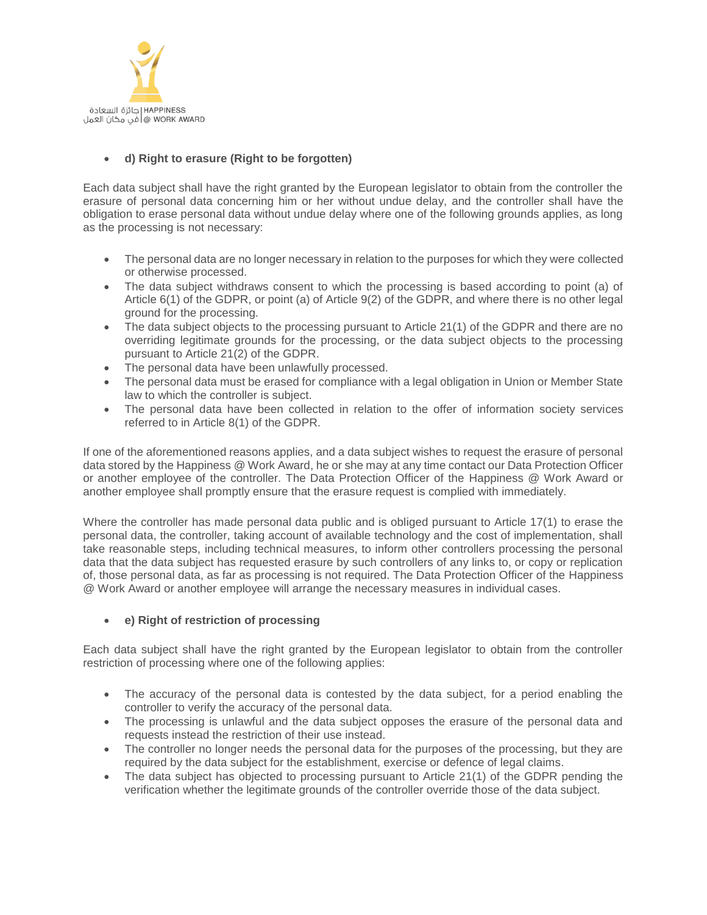- **d) Right to erasure (Right to be forgotten)**

Each data subject shall have the right granted by the European legislator to obtain from the controller the erasure of personal data concerning him or her without undue delay, and the controller shall have the obligation to erase personal data without undue delay where one of the following grounds applies, as long as the processing is not necessary:

- The personal data are no longer necessary in relation to the purposes for which they were collected or otherwise processed.
- The data subject withdraws consent to which the processing is based according to point (a) of Article 6(1) of the GDPR, or point (a) of Article 9(2) of the GDPR, and where there is no other legal ground for the processing.
- The data subject objects to the processing pursuant to Article 21(1) of the GDPR and there are no overriding legitimate grounds for the processing, or the data subject objects to the processing pursuant to Article 21(2) of the GDPR.
- The personal data have been unlawfully processed.
- The personal data must be erased for compliance with a legal obligation in Union or Member State law to which the controller is subject.
- The personal data have been collected in relation to the offer of information society services referred to in Article 8(1) of the GDPR.

If one of the aforementioned reasons applies, and a data subject wishes to request the erasure of personal data stored by the Happiness @ Work Award, he or she may at any time contact our Data Protection Officer or another employee of the controller. The Data Protection Officer of the Happiness @ Work Award or another employee shall promptly ensure that the erasure request is complied with immediately.

Where the controller has made personal data public and is obliged pursuant to Article 17(1) to erase the personal data, the controller, taking account of available technology and the cost of implementation, shall take reasonable steps, including technical measures, to inform other controllers processing the personal data that the data subject has requested erasure by such controllers of any links to, or copy or replication of, those personal data, as far as processing is not required. The Data Protection Officer of the Happiness @ Work Award or another employee will arrange the necessary measures in individual cases.

- **e) Right of restriction of processing**

Each data subject shall have the right granted by the European legislator to obtain from the controller restriction of processing where one of the following applies:

- The accuracy of the personal data is contested by the data subject, for a period enabling the controller to verify the accuracy of the personal data.
- The processing is unlawful and the data subject opposes the erasure of the personal data and requests instead the restriction of their use instead.
- The controller no longer needs the personal data for the purposes of the processing, but they are required by the data subject for the establishment, exercise or defence of legal claims.
- The data subject has objected to processing pursuant to Article 21(1) of the GDPR pending the verification whether the legitimate grounds of the controller override those of the data subject.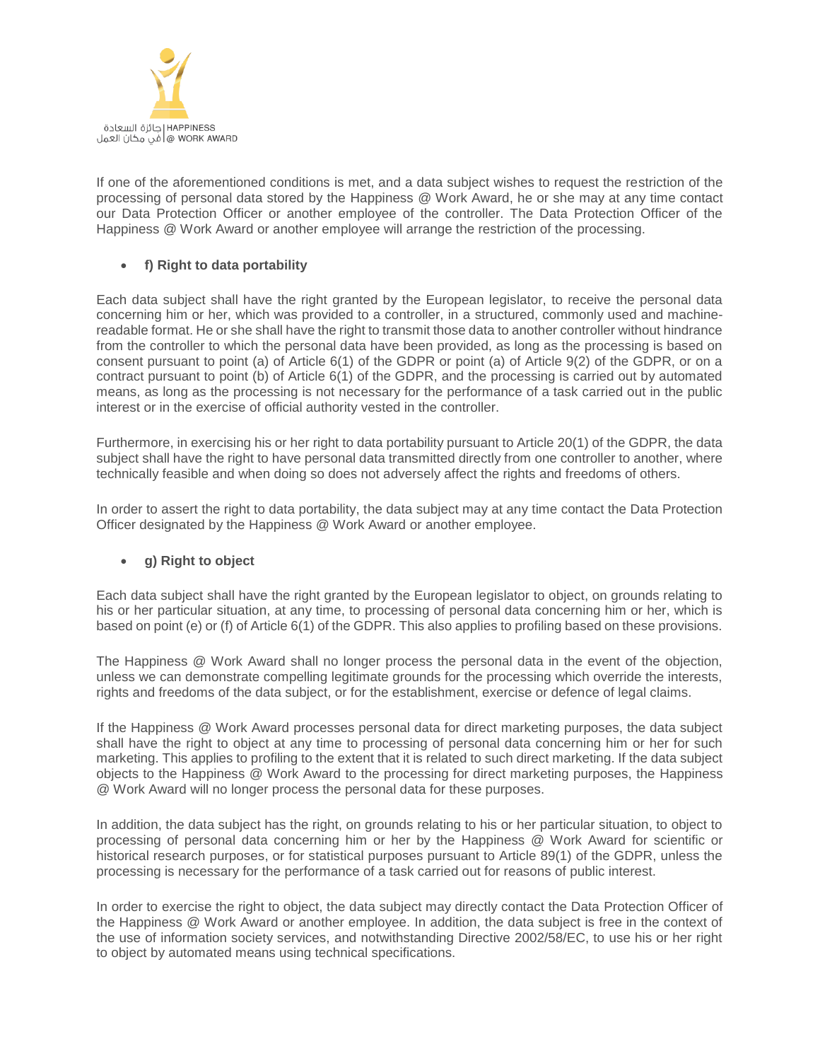If one of the aforementioned conditions is met, and a data subject wishes to request the restriction of the processing of personal data stored by the Happiness @ Work Award, he or she may at any time contact our Data Protection Officer or another employee of the controller. The Data Protection Officer of the Happiness @ Work Award or another employee will arrange the restriction of the processing.

- **f) Right to data portability**

Each data subject shall have the right granted by the European legislator, to receive the personal data concerning him or her, which was provided to a controller, in a structured, commonly used and machine-readable format. He or she shall have the right to transmit those data to another controller without hindrance from the controller to which the personal data have been provided, as long as the processing is based on consent pursuant to point (a) of Article 6(1) of the GDPR or point (a) of Article 9(2) of the GDPR, or on a contract pursuant to point (b) of Article 6(1) of the GDPR, and the processing is carried out by automated means, as long as the processing is not necessary for the performance of a task carried out in the public interest or in the exercise of official authority vested in the controller.

Furthermore, in exercising his or her right to data portability pursuant to Article 20(1) of the GDPR, the data subject shall have the right to have personal data transmitted directly from one controller to another, where technically feasible and when doing so does not adversely affect the rights and freedoms of others.

In order to assert the right to data portability, the data subject may at any time contact the Data Protection Officer designated by the Happiness @ Work Award or another employee.

- **g) Right to object**

Each data subject shall have the right granted by the European legislator to object, on grounds relating to his or her particular situation, at any time, to processing of personal data concerning him or her, which is based on point (e) or (f) of Article 6(1) of the GDPR. This also applies to profiling based on these provisions.

The Happiness @ Work Award shall no longer process the personal data in the event of the objection, unless we can demonstrate compelling legitimate grounds for the processing which override the interests, rights and freedoms of the data subject, or for the establishment, exercise or defence of legal claims.

If the Happiness @ Work Award processes personal data for direct marketing purposes, the data subject shall have the right to object at any time to processing of personal data concerning him or her for such marketing. This applies to profiling to the extent that it is related to such direct marketing. If the data subject objects to the Happiness @ Work Award to the processing for direct marketing purposes, the Happiness @ Work Award will no longer process the personal data for these purposes.

In addition, the data subject has the right, on grounds relating to his or her particular situation, to object to processing of personal data concerning him or her by the Happiness @ Work Award for scientific or historical research purposes, or for statistical purposes pursuant to Article 89(1) of the GDPR, unless the processing is necessary for the performance of a task carried out for reasons of public interest.

In order to exercise the right to object, the data subject may directly contact the Data Protection Officer of the Happiness @ Work Award or another employee. In addition, the data subject is free in the context of the use of information society services, and notwithstanding Directive 2002/58/EC, to use his or her right to object by automated means using technical specifications.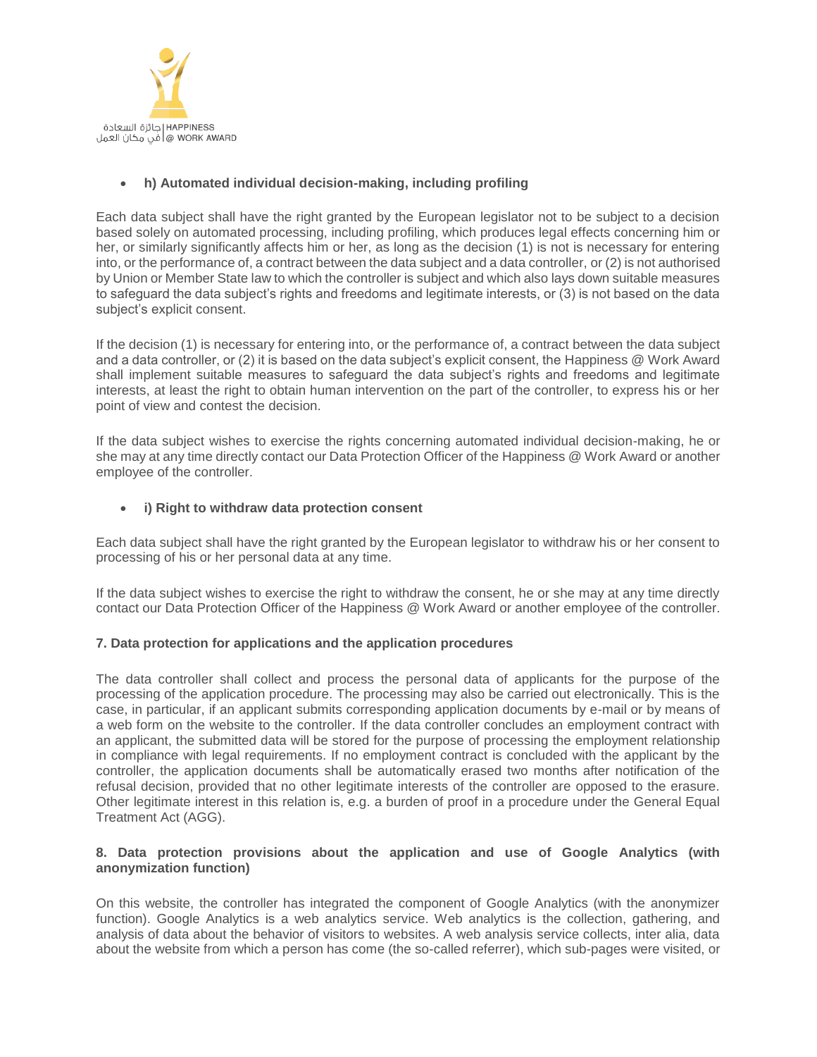- **h) Automated individual decision-making, including profiling**

Each data subject shall have the right granted by the European legislator not to be subject to a decision based solely on automated processing, including profiling, which produces legal effects concerning him or her, or similarly significantly affects him or her, as long as the decision (1) is not is necessary for entering into, or the performance of, a contract between the data subject and a data controller, or (2) is not authorised by Union or Member State law to which the controller is subject and which also lays down suitable measures to safeguard the data subject's rights and freedoms and legitimate interests, or (3) is not based on the data subject's explicit consent.

If the decision (1) is necessary for entering into, or the performance of, a contract between the data subject and a data controller, or (2) it is based on the data subject's explicit consent, the Happiness @ Work Award shall implement suitable measures to safeguard the data subject's rights and freedoms and legitimate interests, at least the right to obtain human intervention on the part of the controller, to express his or her point of view and contest the decision.

If the data subject wishes to exercise the rights concerning automated individual decision-making, he or she may at any time directly contact our Data Protection Officer of the Happiness @ Work Award or another employee of the controller.

- **i) Right to withdraw data protection consent**

Each data subject shall have the right granted by the European legislator to withdraw his or her consent to processing of his or her personal data at any time.

If the data subject wishes to exercise the right to withdraw the consent, he or she may at any time directly contact our Data Protection Officer of the Happiness @ Work Award or another employee of the controller.

**7. Data protection for applications and the application procedures**

The data controller shall collect and process the personal data of applicants for the purpose of the processing of the application procedure. The processing may also be carried out electronically. This is the case, in particular, if an applicant submits corresponding application documents by e-mail or by means of a web form on the website to the controller. If the data controller concludes an employment contract with an applicant, the submitted data will be stored for the purpose of processing the employment relationship in compliance with legal requirements. If no employment contract is concluded with the applicant by the controller, the application documents shall be automatically erased two months after notification of the refusal decision, provided that no other legitimate interests of the controller are opposed to the erasure. Other legitimate interest in this relation is, e.g. a burden of proof in a procedure under the General Equal Treatment Act (AGG).

**8. Data protection provisions about the application and use of Google Analytics (with anonymization function)**

On this website, the controller has integrated the component of Google Analytics (with the anonymizer function). Google Analytics is a web analytics service. Web analytics is the collection, gathering, and analysis of data about the behavior of visitors to websites. A web analysis service collects, inter alia, data about the website from which a person has come (the so-called referrer), which sub-pages were visited, or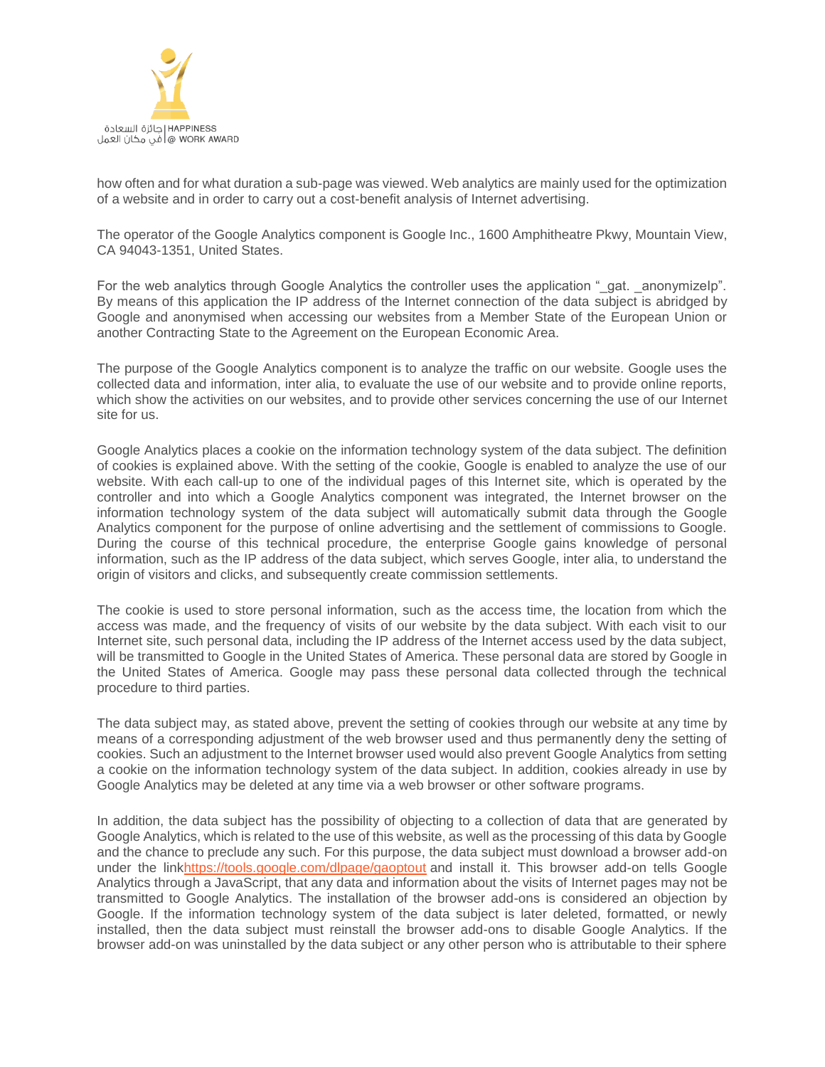how often and for what duration a sub-page was viewed. Web analytics are mainly used for the optimization of a website and in order to carry out a cost-benefit analysis of Internet advertising.

The operator of the Google Analytics component is Google Inc., 1600 Amphitheatre Pkwy, Mountain View, CA 94043-1351, United States.

For the web analytics through Google Analytics the controller uses the application "_gat. _anonymizeIp". By means of this application the IP address of the Internet connection of the data subject is abridged by Google and anonymised when accessing our websites from a Member State of the European Union or another Contracting State to the Agreement on the European Economic Area.

The purpose of the Google Analytics component is to analyze the traffic on our website. Google uses the collected data and information, inter alia, to evaluate the use of our website and to provide online reports, which show the activities on our websites, and to provide other services concerning the use of our Internet site for us.

Google Analytics places a cookie on the information technology system of the data subject. The definition of cookies is explained above. With the setting of the cookie, Google is enabled to analyze the use of our website. With each call-up to one of the individual pages of this Internet site, which is operated by the controller and into which a Google Analytics component was integrated, the Internet browser on the information technology system of the data subject will automatically submit data through the Google Analytics component for the purpose of online advertising and the settlement of commissions to Google. During the course of this technical procedure, the enterprise Google gains knowledge of personal information, such as the IP address of the data subject, which serves Google, inter alia, to understand the origin of visitors and clicks, and subsequently create commission settlements.

The cookie is used to store personal information, such as the access time, the location from which the access was made, and the frequency of visits of our website by the data subject. With each visit to our Internet site, such personal data, including the IP address of the Internet access used by the data subject, will be transmitted to Google in the United States of America. These personal data are stored by Google in the United States of America. Google may pass these personal data collected through the technical procedure to third parties.

The data subject may, as stated above, prevent the setting of cookies through our website at any time by means of a corresponding adjustment of the web browser used and thus permanently deny the setting of cookies. Such an adjustment to the Internet browser used would also prevent Google Analytics from setting a cookie on the information technology system of the data subject. In addition, cookies already in use by Google Analytics may be deleted at any time via a web browser or other software programs.

In addition, the data subject has the possibility of objecting to a collection of data that are generated by Google Analytics, which is related to the use of this website, as well as the processing of this data by Google and the chance to preclude any such. For this purpose, the data subject must download a browser add-on under the link[https://tools.google.com/dlpage/gaoptout](https://tools.google.com/dlpage/gaoptout) and install it. This browser add-on tells Google Analytics through a JavaScript, that any data and information about the visits of Internet pages may not be transmitted to Google Analytics. The installation of the browser add-ons is considered an objection by Google. If the information technology system of the data subject is later deleted, formatted, or newly installed, then the data subject must reinstall the browser add-ons to disable Google Analytics. If the browser add-on was uninstalled by the data subject or any other person who is attributable to their sphere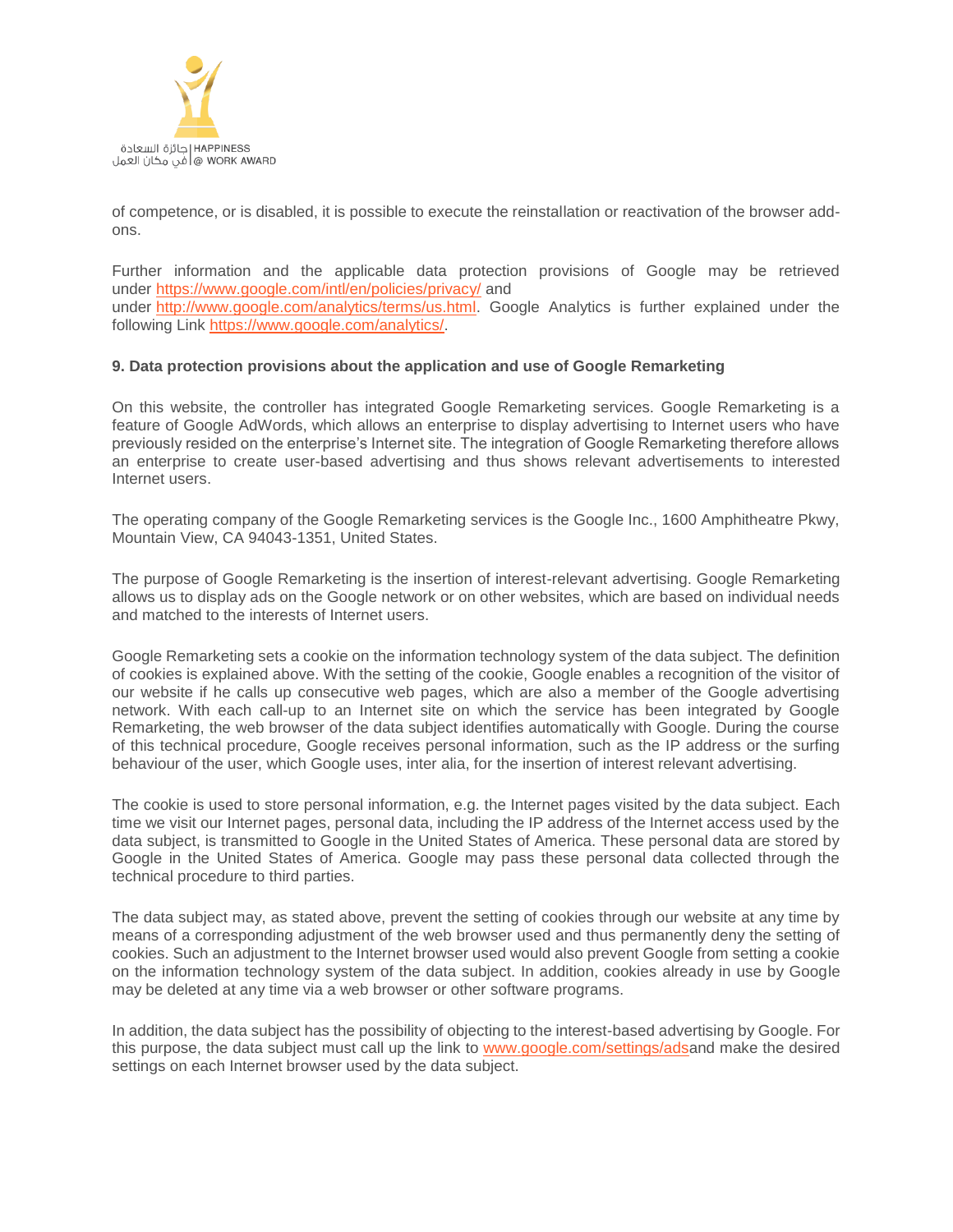of competence, or is disabled, it is possible to execute the reinstallation or reactivation of the browser add-ons.

Further information and the applicable data protection provisions of Google may be retrieved under https://www.google.com/intl/en/policies/privacy/ and under http://www.google.com/analytics/terms/us.html. Google Analytics is further explained under the following Link https://www.google.com/analytics/.

**9. Data protection provisions about the application and use of Google Remarketing**

On this website, the controller has integrated Google Remarketing services. Google Remarketing is a feature of Google AdWords, which allows an enterprise to display advertising to Internet users who have previously resided on the enterprise's Internet site. The integration of Google Remarketing therefore allows an enterprise to create user-based advertising and thus shows relevant advertisements to interested Internet users.

The operating company of the Google Remarketing services is the Google Inc., 1600 Amphitheatre Pkwy, Mountain View, CA 94043-1351, United States.

The purpose of Google Remarketing is the insertion of interest-relevant advertising. Google Remarketing allows us to display ads on the Google network or on other websites, which are based on individual needs and matched to the interests of Internet users.

Google Remarketing sets a cookie on the information technology system of the data subject. The definition of cookies is explained above. With the setting of the cookie, Google enables a recognition of the visitor of our website if he calls up consecutive web pages, which are also a member of the Google advertising network. With each call-up to an Internet site on which the service has been integrated by Google Remarketing, the web browser of the data subject identifies automatically with Google. During the course of this technical procedure, Google receives personal information, such as the IP address or the surfing behaviour of the user, which Google uses, inter alia, for the insertion of interest relevant advertising.

The cookie is used to store personal information, e.g. the Internet pages visited by the data subject. Each time we visit our Internet pages, personal data, including the IP address of the Internet access used by the data subject, is transmitted to Google in the United States of America. These personal data are stored by Google in the United States of America. Google may pass these personal data collected through the technical procedure to third parties.

The data subject may, as stated above, prevent the setting of cookies through our website at any time by means of a corresponding adjustment of the web browser used and thus permanently deny the setting of cookies. Such an adjustment to the Internet browser used would also prevent Google from setting a cookie on the information technology system of the data subject. In addition, cookies already in use by Google may be deleted at any time via a web browser or other software programs.

In addition, the data subject has the possibility of objecting to the interest-based advertising by Google. For this purpose, the data subject must call up the link to www.google.com/settings/adsand make the desired settings on each Internet browser used by the data subject.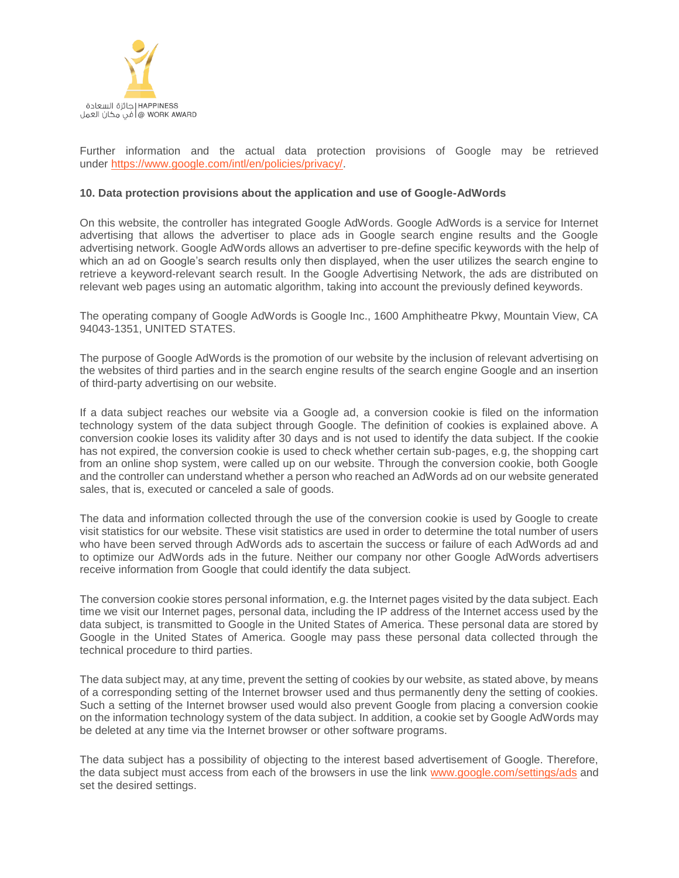Further information and the actual data protection provisions of Google may be retrieved under https://www.google.com/intl/en/policies/privacy/.

**10. Data protection provisions about the application and use of Google-AdWords**

On this website, the controller has integrated Google AdWords. Google AdWords is a service for Internet advertising that allows the advertiser to place ads in Google search engine results and the Google advertising network. Google AdWords allows an advertiser to pre-define specific keywords with the help of which an ad on Google's search results only then displayed, when the user utilizes the search engine to retrieve a keyword-relevant search result. In the Google Advertising Network, the ads are distributed on relevant web pages using an automatic algorithm, taking into account the previously defined keywords.

The operating company of Google AdWords is Google Inc., 1600 Amphitheatre Pkwy, Mountain View, CA 94043-1351, UNITED STATES.

The purpose of Google AdWords is the promotion of our website by the inclusion of relevant advertising on the websites of third parties and in the search engine results of the search engine Google and an insertion of third-party advertising on our website.

If a data subject reaches our website via a Google ad, a conversion cookie is filed on the information technology system of the data subject through Google. The definition of cookies is explained above. A conversion cookie loses its validity after 30 days and is not used to identify the data subject. If the cookie has not expired, the conversion cookie is used to check whether certain sub-pages, e.g, the shopping cart from an online shop system, were called up on our website. Through the conversion cookie, both Google and the controller can understand whether a person who reached an AdWords ad on our website generated sales, that is, executed or canceled a sale of goods.

The data and information collected through the use of the conversion cookie is used by Google to create visit statistics for our website. These visit statistics are used in order to determine the total number of users who have been served through AdWords ads to ascertain the success or failure of each AdWords ad and to optimize our AdWords ads in the future. Neither our company nor other Google AdWords advertisers receive information from Google that could identify the data subject.

The conversion cookie stores personal information, e.g. the Internet pages visited by the data subject. Each time we visit our Internet pages, personal data, including the IP address of the Internet access used by the data subject, is transmitted to Google in the United States of America. These personal data are stored by Google in the United States of America. Google may pass these personal data collected through the technical procedure to third parties.

The data subject may, at any time, prevent the setting of cookies by our website, as stated above, by means of a corresponding setting of the Internet browser used and thus permanently deny the setting of cookies. Such a setting of the Internet browser used would also prevent Google from placing a conversion cookie on the information technology system of the data subject. In addition, a cookie set by Google AdWords may be deleted at any time via the Internet browser or other software programs.

The data subject has a possibility of objecting to the interest based advertisement of Google. Therefore, the data subject must access from each of the browsers in use the link www.google.com/settings/ads and set the desired settings.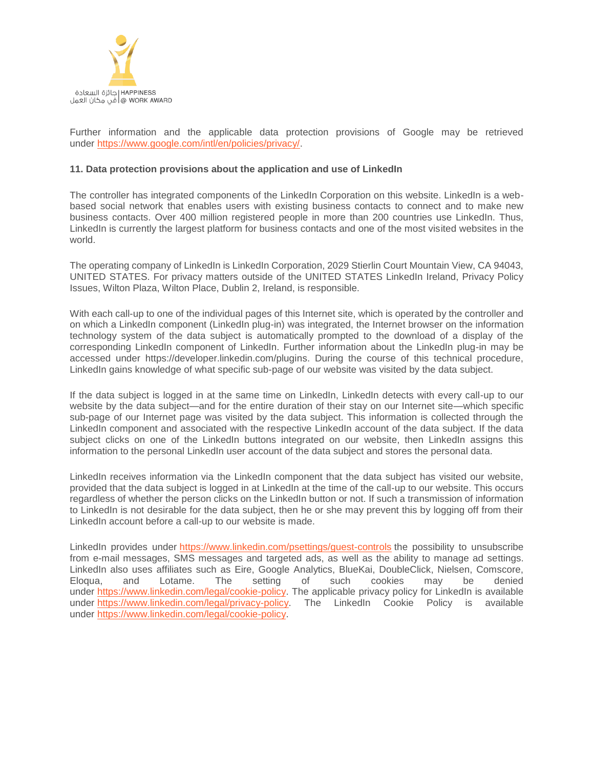Further information and the applicable data protection provisions of Google may be retrieved under https://www.google.com/intl/en/policies/privacy/.

**11. Data protection provisions about the application and use of LinkedIn**

The controller has integrated components of the LinkedIn Corporation on this website. LinkedIn is a web-based social network that enables users with existing business contacts to connect and to make new business contacts. Over 400 million registered people in more than 200 countries use LinkedIn. Thus, LinkedIn is currently the largest platform for business contacts and one of the most visited websites in the world.

The operating company of LinkedIn is LinkedIn Corporation, 2029 Stierlin Court Mountain View, CA 94043, UNITED STATES. For privacy matters outside of the UNITED STATES LinkedIn Ireland, Privacy Policy Issues, Wilton Plaza, Wilton Place, Dublin 2, Ireland, is responsible.

With each call-up to one of the individual pages of this Internet site, which is operated by the controller and on which a LinkedIn component (LinkedIn plug-in) was integrated, the Internet browser on the information technology system of the data subject is automatically prompted to the download of a display of the corresponding LinkedIn component of LinkedIn. Further information about the LinkedIn plug-in may be accessed under https://developer.linkedin.com/plugins. During the course of this technical procedure, LinkedIn gains knowledge of what specific sub-page of our website was visited by the data subject.

If the data subject is logged in at the same time on LinkedIn, LinkedIn detects with every call-up to our website by the data subject—and for the entire duration of their stay on our Internet site—which specific sub-page of our Internet page was visited by the data subject. This information is collected through the LinkedIn component and associated with the respective LinkedIn account of the data subject. If the data subject clicks on one of the LinkedIn buttons integrated on our website, then LinkedIn assigns this information to the personal LinkedIn user account of the data subject and stores the personal data.

LinkedIn receives information via the LinkedIn component that the data subject has visited our website, provided that the data subject is logged in at LinkedIn at the time of the call-up to our website. This occurs regardless of whether the person clicks on the LinkedIn button or not. If such a transmission of information to LinkedIn is not desirable for the data subject, then he or she may prevent this by logging off from their LinkedIn account before a call-up to our website is made.

LinkedIn provides under https://www.linkedin.com/psettings/guest-controls the possibility to unsubscribe from e-mail messages, SMS messages and targeted ads, as well as the ability to manage ad settings. LinkedIn also uses affiliates such as Eire, Google Analytics, BlueKai, DoubleClick, Nielsen, Comscore, Eloqua, and Lotame. The setting of such cookies may be denied under https://www.linkedin.com/legal/cookie-policy. The applicable privacy policy for LinkedIn is available under https://www.linkedin.com/legal/privacy-policy. The LinkedIn Cookie Policy is available under https://www.linkedin.com/legal/cookie-policy.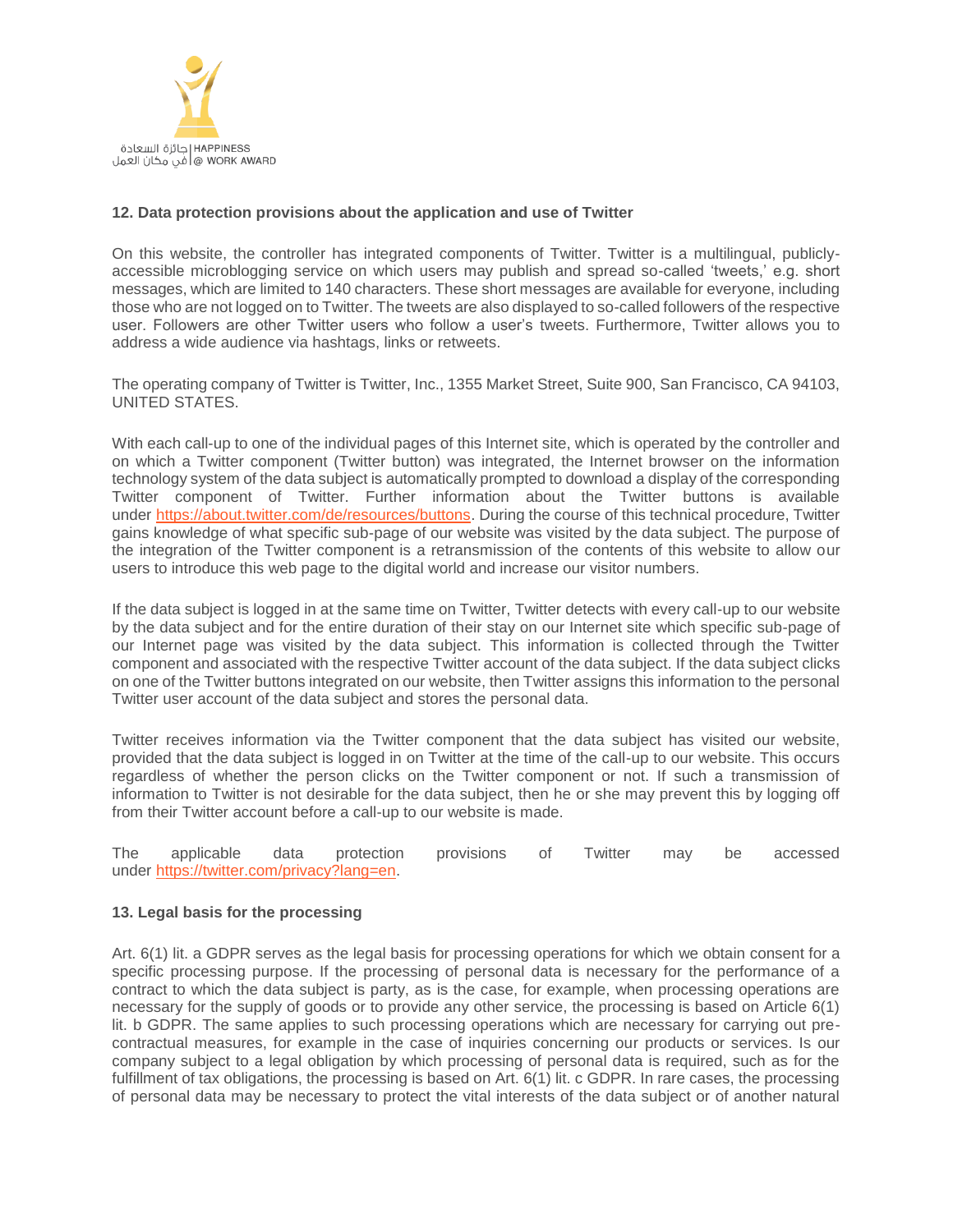## 12. Data protection provisions about the application and use of Twitter

On this website, the controller has integrated components of Twitter. Twitter is a multilingual, publicly-accessible microblogging service on which users may publish and spread so-called 'tweets,' e.g. short messages, which are limited to 140 characters. These short messages are available for everyone, including those who are not logged on to Twitter. The tweets are also displayed to so-called followers of the respective user. Followers are other Twitter users who follow a user's tweets. Furthermore, Twitter allows you to address a wide audience via hashtags, links or retweets.

The operating company of Twitter is Twitter, Inc., 1355 Market Street, Suite 900, San Francisco, CA 94103, UNITED STATES.

With each call-up to one of the individual pages of this Internet site, which is operated by the controller and on which a Twitter component (Twitter button) was integrated, the Internet browser on the information technology system of the data subject is automatically prompted to download a display of the corresponding Twitter component of Twitter. Further information about the Twitter buttons is available under https://about.twitter.com/de/resources/buttons. During the course of this technical procedure, Twitter gains knowledge of what specific sub-page of our website was visited by the data subject. The purpose of the integration of the Twitter component is a retransmission of the contents of this website to allow our users to introduce this web page to the digital world and increase our visitor numbers.

If the data subject is logged in at the same time on Twitter, Twitter detects with every call-up to our website by the data subject and for the entire duration of their stay on our Internet site which specific sub-page of our Internet page was visited by the data subject. This information is collected through the Twitter component and associated with the respective Twitter account of the data subject. If the data subject clicks on one of the Twitter buttons integrated on our website, then Twitter assigns this information to the personal Twitter user account of the data subject and stores the personal data.

Twitter receives information via the Twitter component that the data subject has visited our website, provided that the data subject is logged in on Twitter at the time of the call-up to our website. This occurs regardless of whether the person clicks on the Twitter component or not. If such a transmission of information to Twitter is not desirable for the data subject, then he or she may prevent this by logging off from their Twitter account before a call-up to our website is made.

The applicable data protection provisions of Twitter may be accessed under https://twitter.com/privacy?lang=en.

## 13. Legal basis for the processing

Art. 6(1) lit. a GDPR serves as the legal basis for processing operations for which we obtain consent for a specific processing purpose. If the processing of personal data is necessary for the performance of a contract to which the data subject is party, as is the case, for example, when processing operations are necessary for the supply of goods or to provide any other service, the processing is based on Article 6(1) lit. b GDPR. The same applies to such processing operations which are necessary for carrying out pre-contractual measures, for example in the case of inquiries concerning our products or services. Is our company subject to a legal obligation by which processing of personal data is required, such as for the fulfillment of tax obligations, the processing is based on Art. 6(1) lit. c GDPR. In rare cases, the processing of personal data may be necessary to protect the vital interests of the data subject or of another natural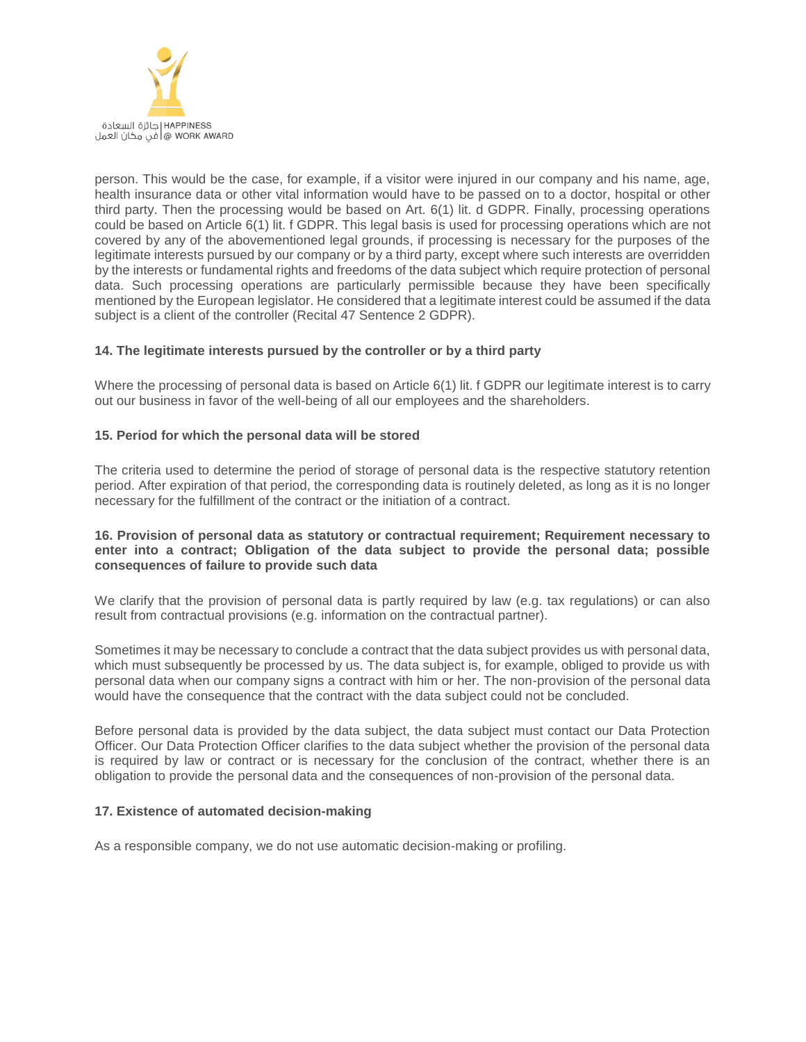person. This would be the case, for example, if a visitor were injured in our company and his name, age, health insurance data or other vital information would have to be passed on to a doctor, hospital or other third party. Then the processing would be based on Art. 6(1) lit. d GDPR. Finally, processing operations could be based on Article 6(1) lit. f GDPR. This legal basis is used for processing operations which are not covered by any of the abovementioned legal grounds, if processing is necessary for the purposes of the legitimate interests pursued by our company or by a third party, except where such interests are overridden by the interests or fundamental rights and freedoms of the data subject which require protection of personal data. Such processing operations are particularly permissible because they have been specifically mentioned by the European legislator. He considered that a legitimate interest could be assumed if the data subject is a client of the controller (Recital 47 Sentence 2 GDPR).

**14. The legitimate interests pursued by the controller or by a third party**

Where the processing of personal data is based on Article 6(1) lit. f GDPR our legitimate interest is to carry out our business in favor of the well-being of all our employees and the shareholders.

**15. Period for which the personal data will be stored**

The criteria used to determine the period of storage of personal data is the respective statutory retention period. After expiration of that period, the corresponding data is routinely deleted, as long as it is no longer necessary for the fulfillment of the contract or the initiation of a contract.

**16. Provision of personal data as statutory or contractual requirement; Requirement necessary to enter into a contract; Obligation of the data subject to provide the personal data; possible consequences of failure to provide such data**

We clarify that the provision of personal data is partly required by law (e.g. tax regulations) or can also result from contractual provisions (e.g. information on the contractual partner).

Sometimes it may be necessary to conclude a contract that the data subject provides us with personal data, which must subsequently be processed by us. The data subject is, for example, obliged to provide us with personal data when our company signs a contract with him or her. The non-provision of the personal data would have the consequence that the contract with the data subject could not be concluded.

Before personal data is provided by the data subject, the data subject must contact our Data Protection Officer. Our Data Protection Officer clarifies to the data subject whether the provision of the personal data is required by law or contract or is necessary for the conclusion of the contract, whether there is an obligation to provide the personal data and the consequences of non-provision of the personal data.

**17. Existence of automated decision-making**

As a responsible company, we do not use automatic decision-making or profiling.